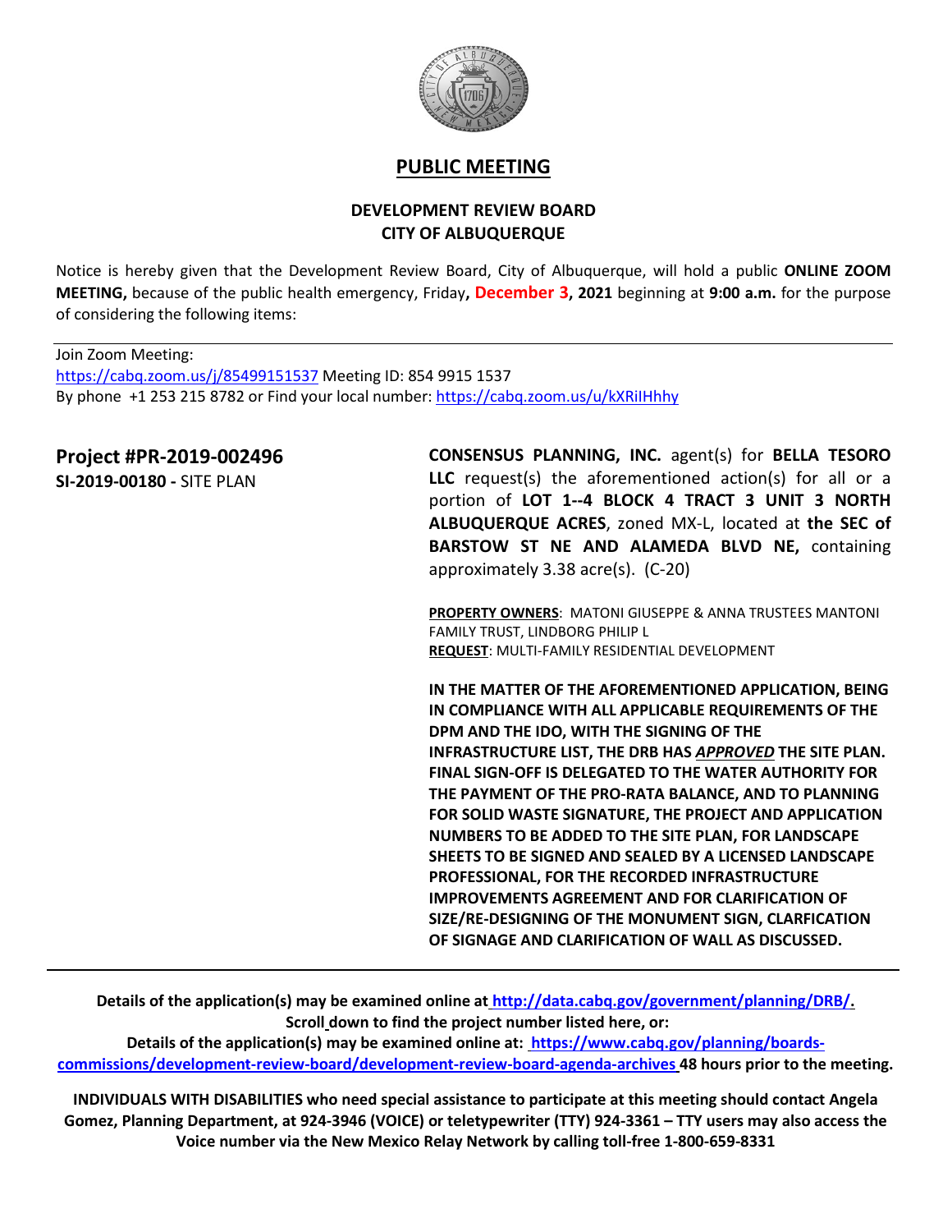# PUBLIC MEETING

## DEVELOPMENT REVIEW BOARD
## CITY OF ALBUQUERQUE

Notice is hereby given that the Development Review Board, City of Albuquerque, will hold a public **ONLINE ZOOM MEETING,** because of the public health emergency, Friday**, December 3, 2021** beginning at **9:00 a.m.** for the purpose of considering the following items:

---

Join Zoom Meeting:
https://cabq.zoom.us/j/85499151537 Meeting ID: 854 9915 1537
By phone +1 253 215 8782 or Find your local number: https://cabq.zoom.us/u/kXRiIHhhy

**Project #PR-2019-002496**
**SI-2019-00180 -** SITE PLAN

**CONSENSUS PLANNING, INC.** agent(s) for **BELLA TESORO LLC** request(s) the aforementioned action(s) for all or a portion of **LOT 1--4 BLOCK 4 TRACT 3 UNIT 3 NORTH ALBUQUERQUE ACRES**, zoned MX-L, located at **the SEC of BARSTOW ST NE AND ALAMEDA BLVD NE,** containing approximately 3.38 acre(s). (C-20)

**PROPERTY OWNERS**: MATONI GIUSEPPE & ANNA TRUSTEES MANTONI FAMILY TRUST, LINDBORG PHILIP L
**REQUEST**: MULTI-FAMILY RESIDENTIAL DEVELOPMENT

**IN THE MATTER OF THE AFOREMENTIONED APPLICATION, BEING IN COMPLIANCE WITH ALL APPLICABLE REQUIREMENTS OF THE DPM AND THE IDO, WITH THE SIGNING OF THE INFRASTRUCTURE LIST, THE DRB HAS *APPROVED* THE SITE PLAN. FINAL SIGN-OFF IS DELEGATED TO THE WATER AUTHORITY FOR THE PAYMENT OF THE PRO-RATA BALANCE, AND TO PLANNING FOR SOLID WASTE SIGNATURE, THE PROJECT AND APPLICATION NUMBERS TO BE ADDED TO THE SITE PLAN, FOR LANDSCAPE SHEETS TO BE SIGNED AND SEALED BY A LICENSED LANDSCAPE PROFESSIONAL, FOR THE RECORDED INFRASTRUCTURE IMPROVEMENTS AGREEMENT AND FOR CLARIFICATION OF SIZE/RE-DESIGNING OF THE MONUMENT SIGN, CLARFICATION OF SIGNAGE AND CLARIFICATION OF WALL AS DISCUSSED.**

---

**Details of the application(s) may be examined online at http://data.cabq.gov/government/planning/DRB/. Scroll down to find the project number listed here, or:**
**Details of the application(s) may be examined online at: https://www.cabq.gov/planning/boards-commissions/development-review-board/development-review-board-agenda-archives 48 hours prior to the meeting.**

**INDIVIDUALS WITH DISABILITIES who need special assistance to participate at this meeting should contact Angela Gomez, Planning Department, at 924-3946 (VOICE) or teletypewriter (TTY) 924-3361 – TTY users may also access the Voice number via the New Mexico Relay Network by calling toll-free 1-800-659-8331**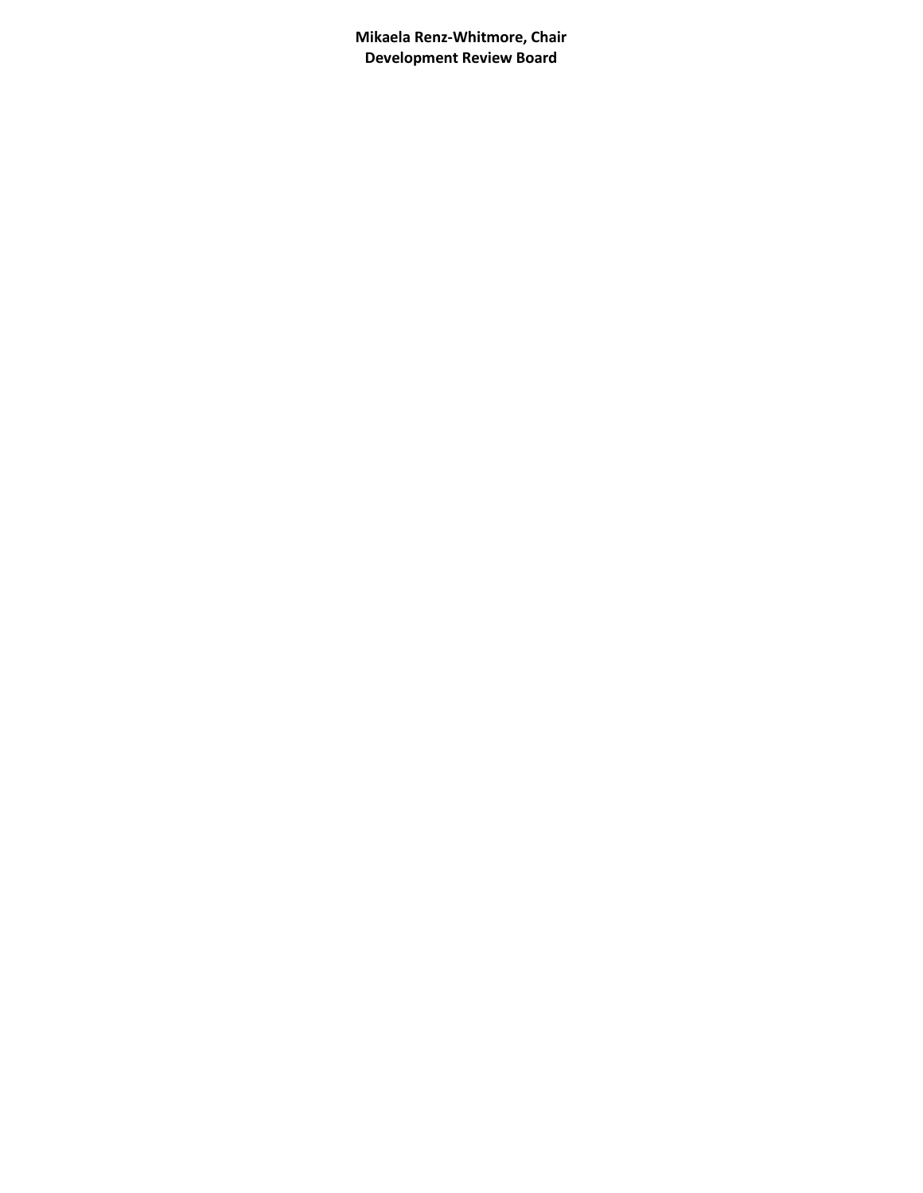**Mikaela Renz-Whitmore, Chair**
**Development Review Board**